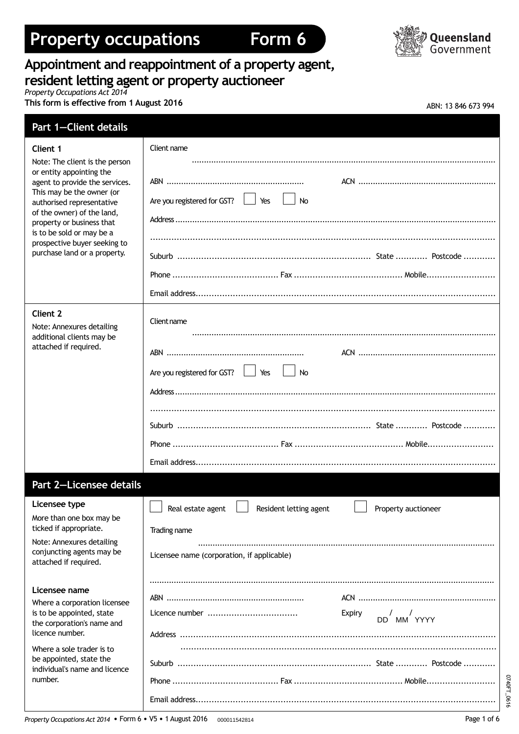# Property occupations — Form 6

Queensland Government

## Appointment and reappointment of a property agent, resident letting agent or property auctioneer

*Property Occupations Act 2014*

**This form is effective from 1 August 2016**

ABN: 13 846 673 994

## Part 1—Client details

| | |
|---|---|
| **Client 1**<br>Note: The client is the person or entity appointing the agent to provide the services. This may be the owner (or authorised representative of the owner) of the land, property or business that is to be sold or may be a prospective buyer seeking to purchase land or a property. | Client name ..........................................................<br>ABN .................................... ACN ....................................<br>Are you registered for GST? ☐ Yes ☐ No<br>Address ..........................................................<br>..........................................................<br>Suburb .................................... State ............ Postcode ............<br>Phone .................................... Fax .................................... Mobile ....................<br>Email address .......................................................... |
| **Client 2**<br>Note: Annexures detailing additional clients may be attached if required. | Client name ..........................................................<br>ABN .................................... ACN ....................................<br>Are you registered for GST? ☐ Yes ☐ No<br>Address ..........................................................<br>..........................................................<br>Suburb .................................... State ............ Postcode ............<br>Phone .................................... Fax .................................... Mobile ....................<br>Email address .......................................................... |

## Part 2—Licensee details

| | |
|---|---|
| **Licensee type**<br>More than one box may be ticked if appropriate.<br>Note: Annexures detailing conjuncting agents may be attached if required.<br><br>**Licensee name**<br>Where a corporation licensee is to be appointed, state the corporation's name and licence number.<br>Where a sole trader is to be appointed, state the individual's name and licence number. | ☐ Real estate agent ☐ Resident letting agent ☐ Property auctioneer<br>Trading name ..........................................................<br>Licensee name (corporation, if applicable)<br>..........................................................<br>ABN .................................... ACN ....................................<br>Licence number .................................... Expiry / / (DD MM YYYY)<br>Address ..........................................................<br>..........................................................<br>Suburb .................................... State ............ Postcode ............<br>Phone .................................... Fax .................................... Mobile ....................<br>Email address .......................................................... |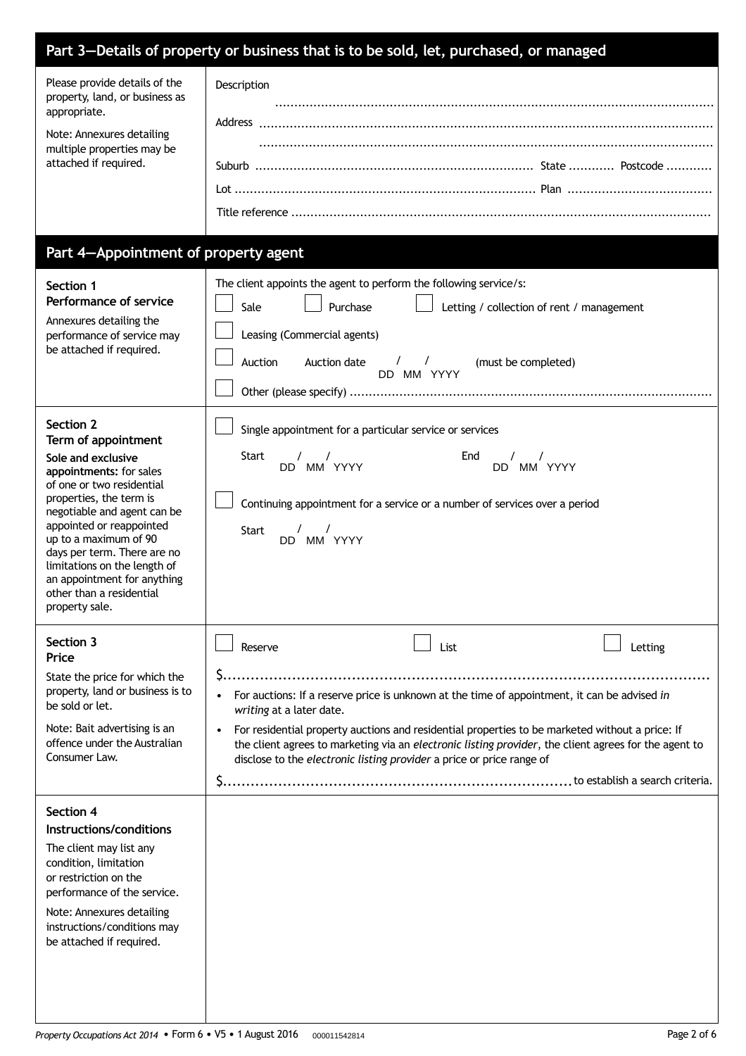## Part 3—Details of property or business that is to be sold, let, purchased, or managed

| | |
|---|---|
| Please provide details of the property, land, or business as appropriate.<br><br>Note: Annexures detailing multiple properties may be attached if required. | Description ..........................................................................................................<br><br>Address ..........................................................................................................<br>..........................................................................................................<br><br>Suburb ........................................................ State ............ Postcode ............<br><br>Lot .......................................................... Plan ......................................<br><br>Title reference .......................................................................................... |

## Part 4—Appointment of property agent

| | |
|---|---|
| **Section 1**<br>**Performance of service**<br>Annexures detailing the performance of service may be attached if required. | The client appoints the agent to perform the following service/s:<br>☐ Sale ☐ Purchase ☐ Letting / collection of rent / management<br>☐ Leasing (Commercial agents)<br>☐ Auction Auction date / / (DD MM YYYY) (must be completed)<br>☐ Other (please specify) .......................................................................... |
| **Section 2**<br>**Term of appointment**<br>**Sole and exclusive appointments:** for sales of one or two residential properties, the term is negotiable and agent can be appointed or reappointed up to a maximum of 90 days per term. There are no limitations on the length of an appointment for anything other than a residential property sale. | ☐ Single appointment for a particular service or services<br>Start / / (DD MM YYYY) End / / (DD MM YYYY)<br><br>☐ Continuing appointment for a service or a number of services over a period<br>Start / / (DD MM YYYY) |
| **Section 3**<br>**Price**<br>State the price for which the property, land or business is to be sold or let.<br><br>Note: Bait advertising is an offence under the Australian Consumer Law. | ☐ Reserve ☐ List ☐ Letting<br><br>$..........................................................................................<br><br>• For auctions: If a reserve price is unknown at the time of appointment, it can be advised *in writing* at a later date.<br>• For residential property auctions and residential properties to be marketed without a price: If the client agrees to marketing via an *electronic listing provider*, the client agrees for the agent to disclose to the *electronic listing provider* a price or price range of<br><br>$.......................................................................... to establish a search criteria. |
| **Section 4**<br>**Instructions/conditions**<br>The client may list any condition, limitation or restriction on the performance of the service.<br><br>Note: Annexures detailing instructions/conditions may be attached if required. | |

*Property Occupations Act 2014* • Form 6 • V5 • 1 August 2016 000011542814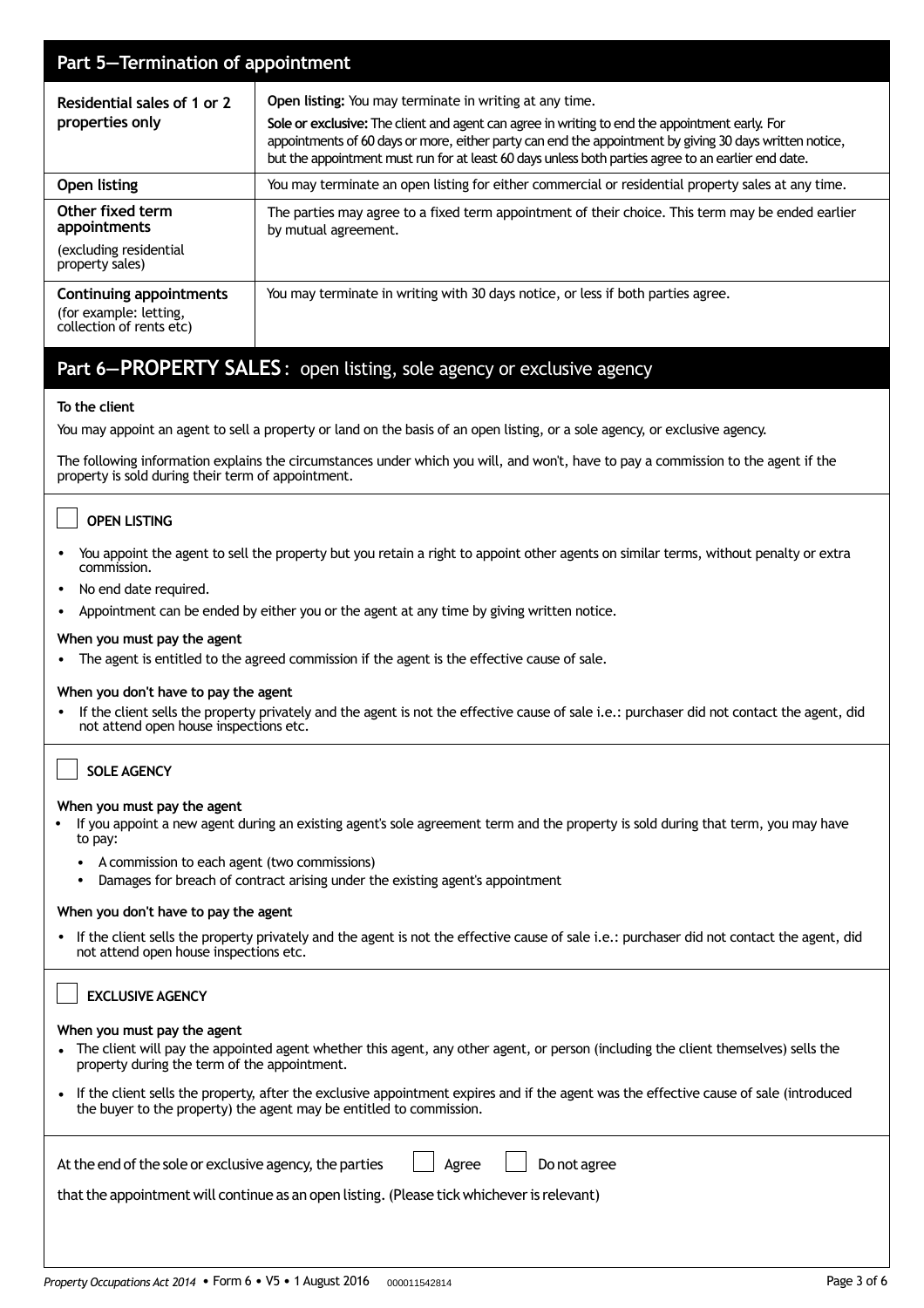## Part 5—Termination of appointment

| | |
|---|---|
| **Residential sales of 1 or 2 properties only** | **Open listing:** You may terminate in writing at any time.<br>**Sole or exclusive:** The client and agent can agree in writing to end the appointment early. For appointments of 60 days or more, either party can end the appointment by giving 30 days written notice, but the appointment must run for at least 60 days unless both parties agree to an earlier end date. |
| **Open listing** | You may terminate an open listing for either commercial or residential property sales at any time. |
| **Other fixed term appointments** (excluding residential property sales) | The parties may agree to a fixed term appointment of their choice. This term may be ended earlier by mutual agreement. |
| **Continuing appointments** (for example: letting, collection of rents etc) | You may terminate in writing with 30 days notice, or less if both parties agree. |

## Part 6—PROPERTY SALES: open listing, sole agency or exclusive agency

**To the client**

You may appoint an agent to sell a property or land on the basis of an open listing, or a sole agency, or exclusive agency.

The following information explains the circumstances under which you will, and won't, have to pay a commission to the agent if the property is sold during their term of appointment.

☐ **OPEN LISTING**

- You appoint the agent to sell the property but you retain a right to appoint other agents on similar terms, without penalty or extra commission.
- No end date required.
- Appointment can be ended by either you or the agent at any time by giving written notice.

**When you must pay the agent**

- The agent is entitled to the agreed commission if the agent is the effective cause of sale.

**When you don't have to pay the agent**

- If the client sells the property privately and the agent is not the effective cause of sale i.e.: purchaser did not contact the agent, did not attend open house inspections etc.

☐ **SOLE AGENCY**

**When you must pay the agent**

- If you appoint a new agent during an existing agent's sole agreement term and the property is sold during that term, you may have to pay:
  - A commission to each agent (two commissions)
  - Damages for breach of contract arising under the existing agent's appointment

**When you don't have to pay the agent**

- If the client sells the property privately and the agent is not the effective cause of sale i.e.: purchaser did not contact the agent, did not attend open house inspections etc.

☐ **EXCLUSIVE AGENCY**

**When you must pay the agent**

- The client will pay the appointed agent whether this agent, any other agent, or person (including the client themselves) sells the property during the term of the appointment.
- If the client sells the property, after the exclusive appointment expires and if the agent was the effective cause of sale (introduced the buyer to the property) the agent may be entitled to commission.

At the end of the sole or exclusive agency, the parties ☐ Agree ☐ Do not agree

that the appointment will continue as an open listing. (Please tick whichever is relevant)

*Property Occupations Act 2014* • Form 6 • V5 • 1 August 2016 000011542814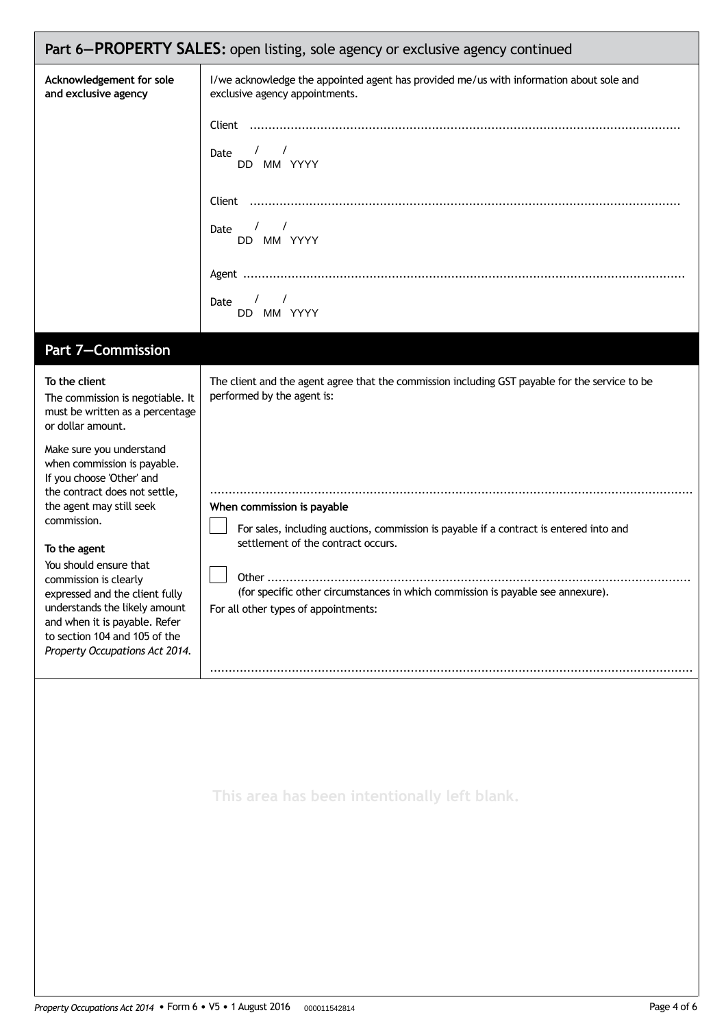## Part 6—PROPERTY SALES: open listing, sole agency or exclusive agency continued

**Acknowledgement for sole and exclusive agency**

I/we acknowledge the appointed agent has provided me/us with information about sole and exclusive agency appointments.

Client ....................................................................................................................

Date / /
DD MM YYYY

Client ....................................................................................................................

Date / /
DD MM YYYY

Agent ....................................................................................................................

Date / /
DD MM YYYY

## Part 7—Commission

**To the client**

The commission is negotiable. It must be written as a percentage or dollar amount.

Make sure you understand when commission is payable. If you choose 'Other' and the contract does not settle, the agent may still seek commission.

**To the agent**

You should ensure that commission is clearly expressed and the client fully understands the likely amount and when it is payable. Refer to section 104 and 105 of the *Property Occupations Act 2014*.

The client and the agent agree that the commission including GST payable for the service to be performed by the agent is:

....................................................................................................................

**When commission is payable**

☐ For sales, including auctions, commission is payable if a contract is entered into and settlement of the contract occurs.

☐ Other ....................................................................................................................
(for specific other circumstances in which commission is payable see annexure).

For all other types of appointments:

....................................................................................................................

This area has been intentionally left blank.

*Property Occupations Act 2014* • Form 6 • V5 • 1 August 2016 000011542814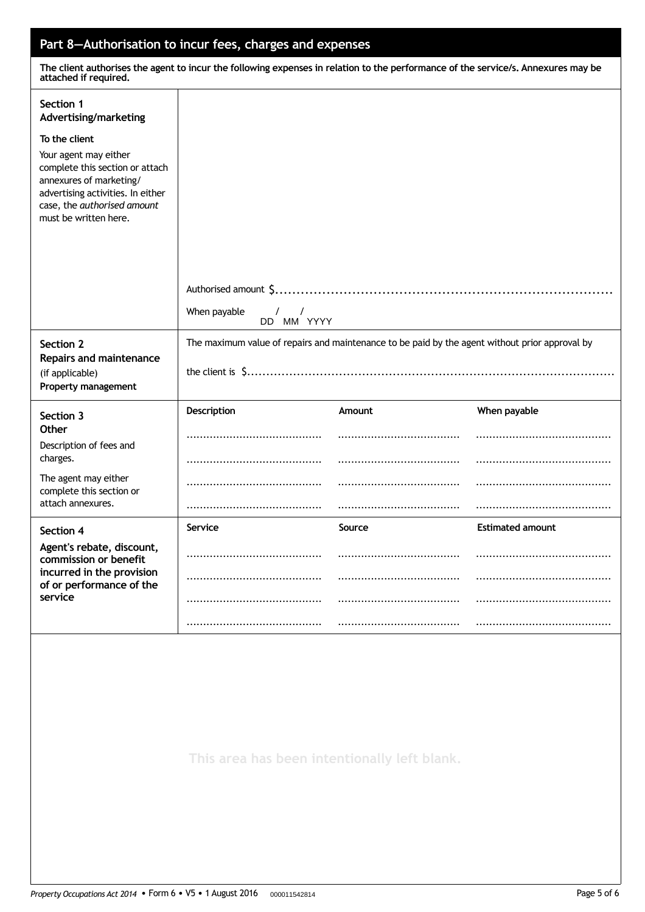## Part 8—Authorisation to incur fees, charges and expenses

**The client authorises the agent to incur the following expenses in relation to the performance of the service/s. Annexures may be attached if required.**

| | |
|---|---|
| **Section 1**<br>**Advertising/marketing**<br><br>**To the client**<br>Your agent may either complete this section or attach annexures of marketing/ advertising activities. In either case, the *authorised amount* must be written here. | Authorised amount $.................................................................................<br><br>When payable &nbsp;&nbsp; / &nbsp;&nbsp; /<br>DD MM YYYY |
| **Section 2**<br>**Repairs and maintenance**<br>(if applicable)<br>**Property management** | The maximum value of repairs and maintenance to be paid by the agent without prior approval by<br><br>the client is $................................................................................................ |

**Section 3**
**Other**
Description of fees and charges.

The agent may either complete this section or attach annexures.

| Description | Amount | When payable |
|---|---|---|
| ......................................... | ..................................... | ......................................... |
| ......................................... | ..................................... | ......................................... |
| ......................................... | ..................................... | ......................................... |
| ......................................... | ..................................... | ......................................... |

**Section 4**
**Agent's rebate, discount, commission or benefit incurred in the provision of or performance of the service**

| Service | Source | Estimated amount |
|---|---|---|
| ......................................... | ..................................... | ......................................... |
| ......................................... | ..................................... | ......................................... |
| ......................................... | ..................................... | ......................................... |
| ......................................... | ..................................... | ......................................... |

This area has been intentionally left blank.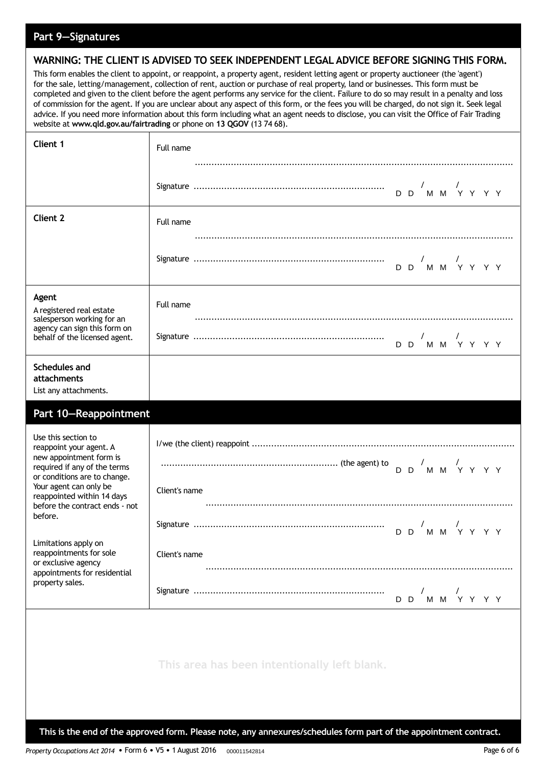## Part 9—Signatures

**WARNING: THE CLIENT IS ADVISED TO SEEK INDEPENDENT LEGAL ADVICE BEFORE SIGNING THIS FORM.**

This form enables the client to appoint, or reappoint, a property agent, resident letting agent or property auctioneer (the 'agent') for the sale, letting/management, collection of rent, auction or purchase of real property, land or businesses. This form must be completed and given to the client before the agent performs any service for the client. Failure to do so may result in a penalty and loss of commission for the agent. If you are unclear about any aspect of this form, or the fees you will be charged, do not sign it. Seek legal advice. If you need more information about this form including what an agent needs to disclose, you can visit the Office of Fair Trading website at **www.qld.gov.au/fairtrading** or phone on **13 QGOV** (13 74 68).

| | |
|---|---|
| **Client 1** | Full name ........................................<br>Signature ........................................ DD / MM / YYYY |
| **Client 2** | Full name ........................................<br>Signature ........................................ DD / MM / YYYY |
| **Agent**<br>A registered real estate salesperson working for an agency can sign this form on behalf of the licensed agent. | Full name ........................................<br>Signature ........................................ DD / MM / YYYY |
| **Schedules and attachments**<br>List any attachments. | |

## Part 10—Reappointment

| | |
|---|---|
| Use this section to reappoint your agent. A new appointment form is required if any of the terms or conditions are to change. Your agent can only be reappointed within 14 days before the contract ends - not before.<br><br>Limitations apply on reappointments for sole or exclusive agency appointments for residential property sales. | I/we (the client) reappoint ........................................<br>........................................ (the agent) to DD / MM / YYYY<br><br>Client's name ........................................<br>Signature ........................................ DD / MM / YYYY<br><br>Client's name ........................................<br>Signature ........................................ DD / MM / YYYY |

This area has been intentionally left blank.

**This is the end of the approved form. Please note, any annexures/schedules form part of the appointment contract.**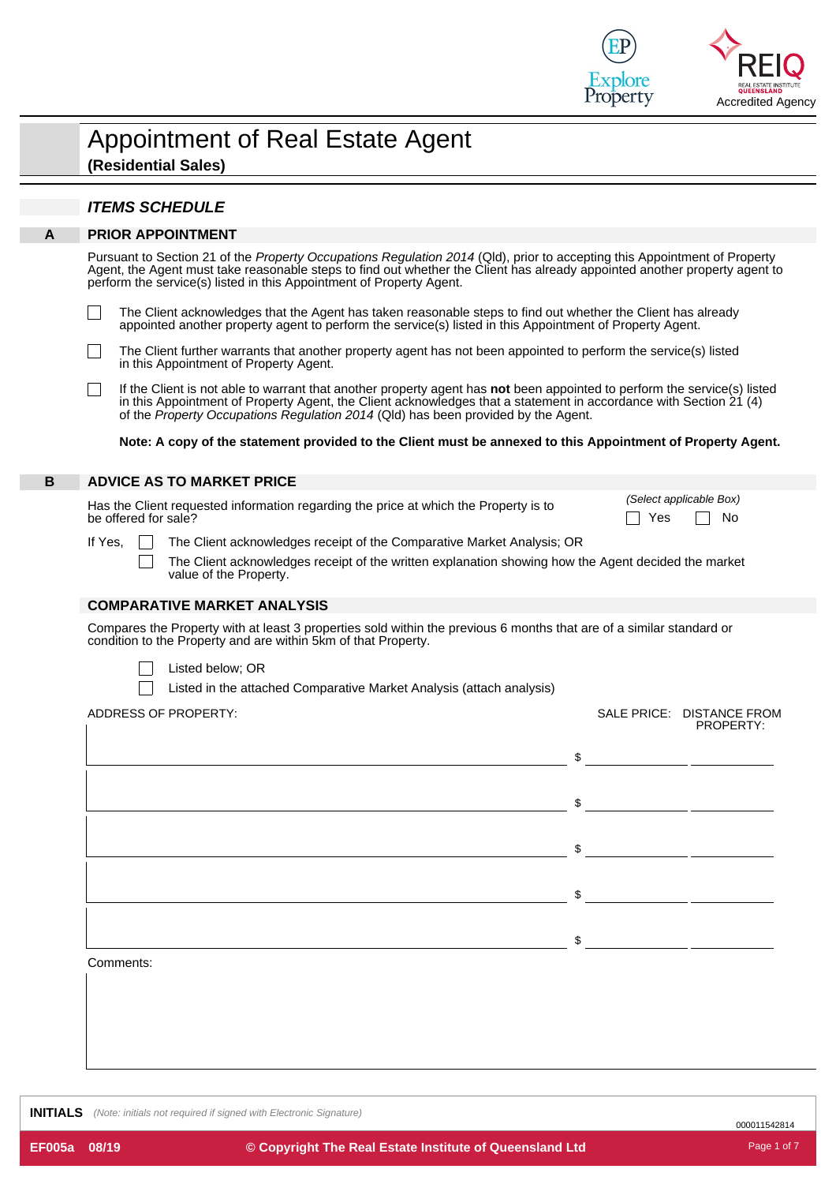# Appointment of Real Estate Agent

**(Residential Sales)**

## *ITEMS SCHEDULE*

### A PRIOR APPOINTMENT

Pursuant to Section 21 of the *Property Occupations Regulation 2014* (Qld), prior to accepting this Appointment of Property Agent, the Agent must take reasonable steps to find out whether the Client has already appointed another property agent to perform the service(s) listed in this Appointment of Property Agent.

☐ The Client acknowledges that the Agent has taken reasonable steps to find out whether the Client has already appointed another property agent to perform the service(s) listed in this Appointment of Property Agent.

☐ The Client further warrants that another property agent has not been appointed to perform the service(s) listed in this Appointment of Property Agent.

☐ If the Client is not able to warrant that another property agent has **not** been appointed to perform the service(s) listed in this Appointment of Property Agent, the Client acknowledges that a statement in accordance with Section 21 (4) of the *Property Occupations Regulation 2014* (Qld) has been provided by the Agent.

**Note: A copy of the statement provided to the Client must be annexed to this Appointment of Property Agent.**

### B ADVICE AS TO MARKET PRICE

Has the Client requested information regarding the price at which the Property is to be offered for sale?

*(Select applicable Box)* ☐ Yes ☐ No

If Yes, ☐ The Client acknowledges receipt of the Comparative Market Analysis; OR

☐ The Client acknowledges receipt of the written explanation showing how the Agent decided the market value of the Property.

### COMPARATIVE MARKET ANALYSIS

Compares the Property with at least 3 properties sold within the previous 6 months that are of a similar standard or condition to the Property and are within 5km of that Property.

☐ Listed below; OR

☐ Listed in the attached Comparative Market Analysis (attach analysis)

| ADDRESS OF PROPERTY: | SALE PRICE: | DISTANCE FROM PROPERTY: |
|---|---|---|
| | $ | |
| | $ | |
| | $ | |
| | $ | |
| | $ | |

Comments:

**INITIALS** *(Note: initials not required if signed with Electronic Signature)*

000011542814

EF005a 08/19 © Copyright The Real Estate Institute of Queensland Ltd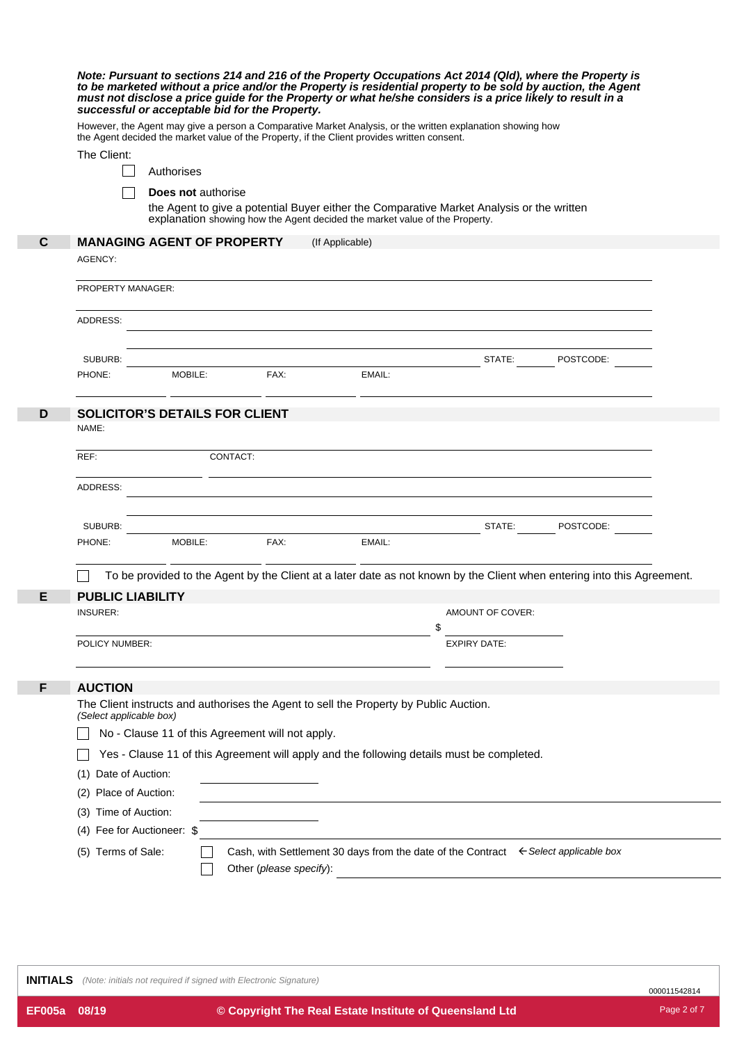***Note: Pursuant to sections 214 and 216 of the Property Occupations Act 2014 (Qld), where the Property is to be marketed without a price and/or the Property is residential property to be sold by auction, the Agent must not disclose a price guide for the Property or what he/she considers is a price likely to result in a successful or acceptable bid for the Property.***

However, the Agent may give a person a Comparative Market Analysis, or the written explanation showing how the Agent decided the market value of the Property, if the Client provides written consent.

The Client:

☐ Authorises

☐ **Does not** authorise

the Agent to give a potential Buyer either the Comparative Market Analysis or the written explanation showing how the Agent decided the market value of the Property.

## C MANAGING AGENT OF PROPERTY (If Applicable)

AGENCY:

PROPERTY MANAGER:

ADDRESS:

SUBURB: STATE: POSTCODE:

PHONE: MOBILE: FAX: EMAIL:

## D SOLICITOR'S DETAILS FOR CLIENT

NAME:

REF: CONTACT:

ADDRESS:

SUBURB: STATE: POSTCODE:

PHONE: MOBILE: FAX: EMAIL:

☐ To be provided to the Agent by the Client at a later date as not known by the Client when entering into this Agreement.

## E PUBLIC LIABILITY

INSURER: AMOUNT OF COVER: $

POLICY NUMBER: EXPIRY DATE:

## F AUCTION

The Client instructs and authorises the Agent to sell the Property by Public Auction.
*(Select applicable box)*

☐ No - Clause 11 of this Agreement will not apply.

☐ Yes - Clause 11 of this Agreement will apply and the following details must be completed.

(1) Date of Auction:

(2) Place of Auction:

(3) Time of Auction:

(4) Fee for Auctioneer: $

(5) Terms of Sale:
☐ Cash, with Settlement 30 days from the date of the Contract ← *Select applicable box*
☐ Other (*please specify*):

**INITIALS** *(Note: initials not required if signed with Electronic Signature)*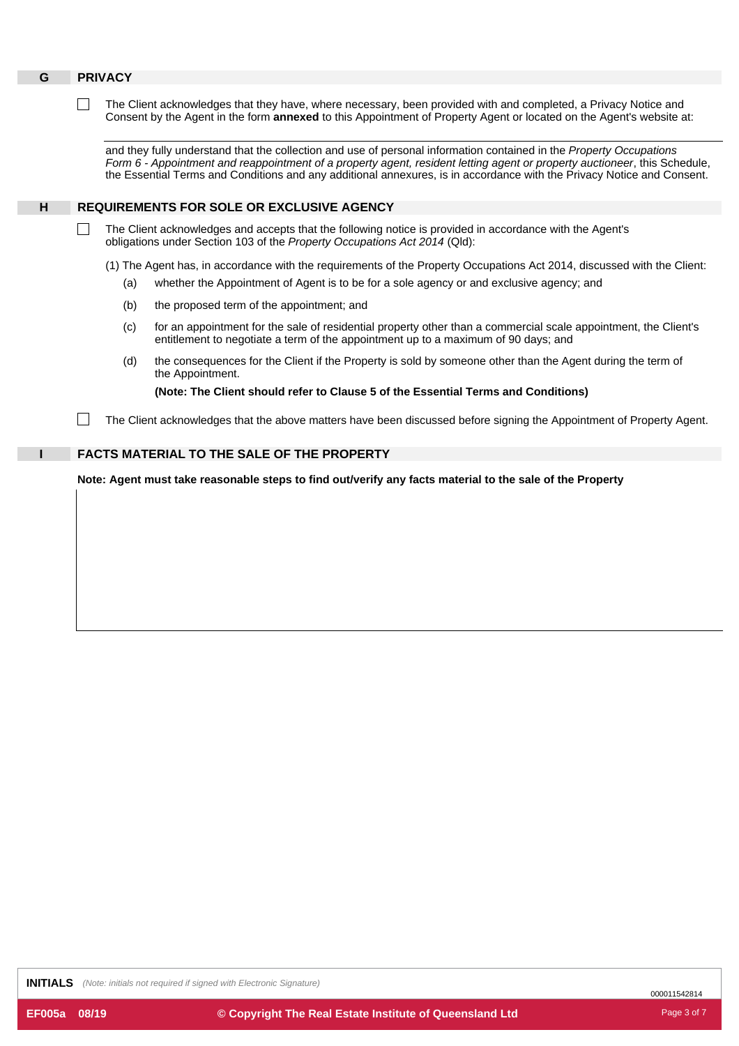## G PRIVACY

☐ The Client acknowledges that they have, where necessary, been provided with and completed, a Privacy Notice and Consent by the Agent in the form **annexed** to this Appointment of Property Agent or located on the Agent's website at:

and they fully understand that the collection and use of personal information contained in the *Property Occupations Form 6 - Appointment and reappointment of a property agent, resident letting agent or property auctioneer*, this Schedule, the Essential Terms and Conditions and any additional annexures, is in accordance with the Privacy Notice and Consent.

## H REQUIREMENTS FOR SOLE OR EXCLUSIVE AGENCY

☐ The Client acknowledges and accepts that the following notice is provided in accordance with the Agent's obligations under Section 103 of the *Property Occupations Act 2014* (Qld):

(1) The Agent has, in accordance with the requirements of the Property Occupations Act 2014, discussed with the Client:

- (a) whether the Appointment of Agent is to be for a sole agency or and exclusive agency; and
- (b) the proposed term of the appointment; and
- (c) for an appointment for the sale of residential property other than a commercial scale appointment, the Client's entitlement to negotiate a term of the appointment up to a maximum of 90 days; and
- (d) the consequences for the Client if the Property is sold by someone other than the Agent during the term of the Appointment.

  **(Note: The Client should refer to Clause 5 of the Essential Terms and Conditions)**

☐ The Client acknowledges that the above matters have been discussed before signing the Appointment of Property Agent.

## I FACTS MATERIAL TO THE SALE OF THE PROPERTY

**Note: Agent must take reasonable steps to find out/verify any facts material to the sale of the Property**

**INITIALS** *(Note: initials not required if signed with Electronic Signature)*

000011542814

EF005a 08/19 © Copyright The Real Estate Institute of Queensland Ltd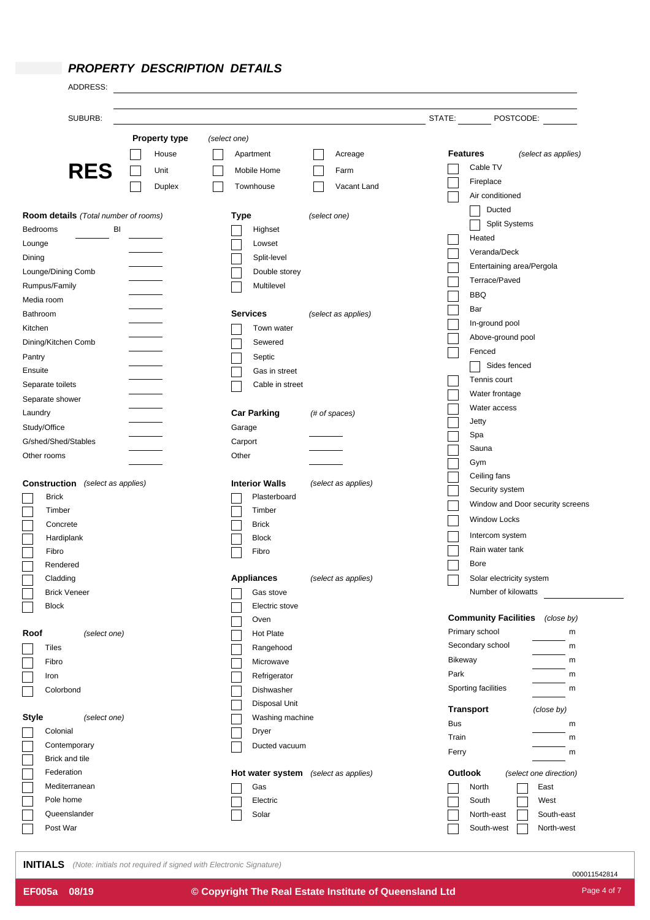## *PROPERTY DESCRIPTION DETAILS*

ADDRESS: ____________________________________________

____________________________________________

SUBURB: ____________________________ STATE: ________ POSTCODE: ________

# RES

**Property type** *(select one)*

- ☐ House
- ☐ Unit
- ☐ Duplex
- ☐ Apartment
- ☐ Mobile Home
- ☐ Townhouse
- ☐ Acreage
- ☐ Farm
- ☐ Vacant Land

**Room details** *(Total number of rooms)*

| Room | Number |
|---|---|
| Bedrooms ________ BI | ________ |
| Lounge | ________ |
| Dining | ________ |
| Lounge/Dining Comb | ________ |
| Rumpus/Family | ________ |
| Media room | ________ |
| Bathroom | ________ |
| Kitchen | ________ |
| Dining/Kitchen Comb | ________ |
| Pantry | ________ |
| Ensuite | ________ |
| Separate toilets | ________ |
| Separate shower | ________ |
| Laundry | ________ |
| Study/Office | ________ |
| G/shed/Shed/Stables | ________ |
| Other rooms | ________ |

**Construction** *(select as applies)*

- ☐ Brick
- ☐ Timber
- ☐ Concrete
- ☐ Hardiplank
- ☐ Fibro
- ☐ Rendered
- ☐ Cladding
- ☐ Brick Veneer
- ☐ Block

**Roof** *(select one)*

- ☐ Tiles
- ☐ Fibro
- ☐ Iron
- ☐ Colorbond

**Style** *(select one)*

- ☐ Colonial
- ☐ Contemporary
- ☐ Brick and tile
- ☐ Federation
- ☐ Mediterranean
- ☐ Pole home
- ☐ Queenslander
- ☐ Post War

**Type** *(select one)*

- ☐ Highset
- ☐ Lowset
- ☐ Split-level
- ☐ Double storey
- ☐ Multilevel

**Services** *(select as applies)*

- ☐ Town water
- ☐ Sewered
- ☐ Septic
- ☐ Gas in street
- ☐ Cable in street

**Car Parking** *(# of spaces)*

| Type | Spaces |
|---|---|
| Garage | ________ |
| Carport | ________ |
| Other | ________ |

**Interior Walls** *(select as applies)*

- ☐ Plasterboard
- ☐ Timber
- ☐ Brick
- ☐ Block
- ☐ Fibro

**Appliances** *(select as applies)*

- ☐ Gas stove
- ☐ Electric stove
- ☐ Oven
- ☐ Hot Plate
- ☐ Rangehood
- ☐ Microwave
- ☐ Refrigerator
- ☐ Dishwasher
- ☐ Disposal Unit
- ☐ Washing machine
- ☐ Dryer
- ☐ Ducted vacuum

**Hot water system** *(select as applies)*

- ☐ Gas
- ☐ Electric
- ☐ Solar

**Features** *(select as applies)*

- ☐ Cable TV
- ☐ Fireplace
- ☐ Air conditioned
  - ☐ Ducted
  - ☐ Split Systems
- ☐ Heated
- ☐ Veranda/Deck
- ☐ Entertaining area/Pergola
- ☐ Terrace/Paved
- ☐ BBQ
- ☐ Bar
- ☐ In-ground pool
- ☐ Above-ground pool
- ☐ Fenced
  - ☐ Sides fenced
- ☐ Tennis court
- ☐ Water frontage
- ☐ Water access
- ☐ Jetty
- ☐ Spa
- ☐ Sauna
- ☐ Gym
- ☐ Ceiling fans
- ☐ Security system
- ☐ Window and Door security screens
- ☐ Window Locks
- ☐ Intercom system
- ☐ Rain water tank
- ☐ Bore
- ☐ Solar electricity system

Number of kilowatts ________

**Community Facilities** *(close by)*

| Facility | Distance |
|---|---|
| Primary school | ________ m |
| Secondary school | ________ m |
| Bikeway | ________ m |
| Park | ________ m |
| Sporting facilities | ________ m |

**Transport** *(close by)*

| Transport | Distance |
|---|---|
| Bus | ________ m |
| Train | ________ m |
| Ferry | ________ m |

**Outlook** *(select one direction)*

- ☐ North
- ☐ South
- ☐ North-east
- ☐ South-west
- ☐ East
- ☐ West
- ☐ South-east
- ☐ North-west

**INITIALS** *(Note: initials not required if signed with Electronic Signature)*

000011542814

EF005a 08/19 © Copyright The Real Estate Institute of Queensland Ltd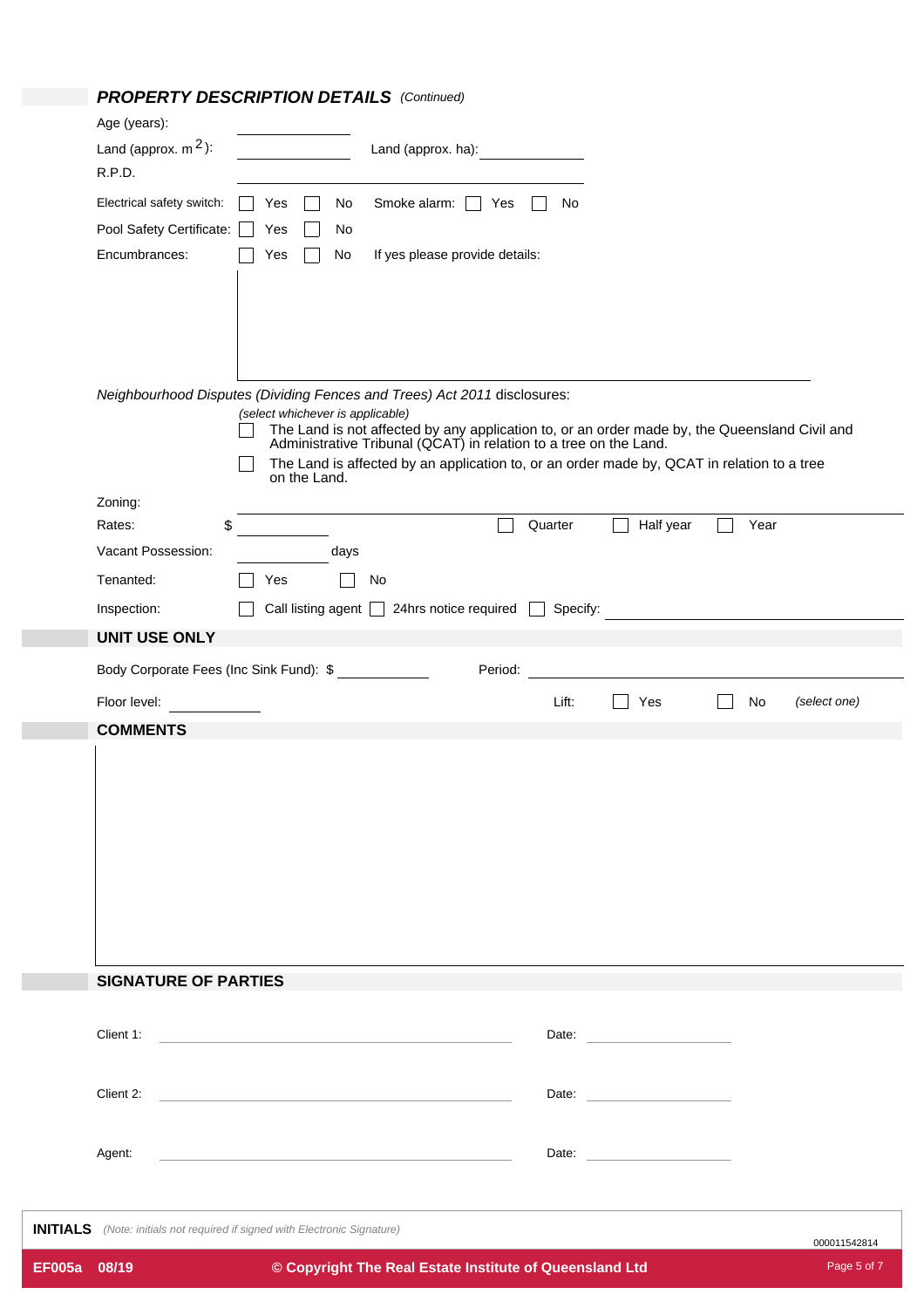## *PROPERTY DESCRIPTION DETAILS* *(Continued)*

Age (years): \_\_\_\_\_\_\_\_\_\_

Land (approx. $m^2$): \_\_\_\_\_\_\_\_\_\_ Land (approx. ha): \_\_\_\_\_\_\_\_\_\_

R.P.D. \_\_\_\_\_\_\_\_\_\_

Electrical safety switch: ☐ Yes ☐ No Smoke alarm: ☐ Yes ☐ No

Pool Safety Certificate: ☐ Yes ☐ No

Encumbrances: ☐ Yes ☐ No If yes please provide details:

*Neighbourhood Disputes (Dividing Fences and Trees) Act 2011* disclosures:

*(select whichever is applicable)*

☐ The Land is not affected by any application to, or an order made by, the Queensland Civil and Administrative Tribunal (QCAT) in relation to a tree on the Land.

☐ The Land is affected by an application to, or an order made by, QCAT in relation to a tree on the Land.

Zoning: \_\_\_\_\_\_\_\_\_\_

Rates: $ \_\_\_\_\_\_\_\_\_\_ ☐ Quarter ☐ Half year ☐ Year

Vacant Possession: \_\_\_\_\_\_\_\_\_\_ days

Tenanted: ☐ Yes ☐ No

Inspection: ☐ Call listing agent ☐ 24hrs notice required ☐ Specify: \_\_\_\_\_\_\_\_\_\_

## UNIT USE ONLY

Body Corporate Fees (Inc Sink Fund): $ \_\_\_\_\_\_\_\_\_\_ Period: \_\_\_\_\_\_\_\_\_\_

Floor level: \_\_\_\_\_\_\_\_\_\_ Lift: ☐ Yes ☐ No *(select one)*

## COMMENTS

## SIGNATURE OF PARTIES

Client 1: \_\_\_\_\_\_\_\_\_\_\_\_\_\_\_\_\_\_\_\_ Date: \_\_\_\_\_\_\_\_\_\_

Client 2: \_\_\_\_\_\_\_\_\_\_\_\_\_\_\_\_\_\_\_\_ Date: \_\_\_\_\_\_\_\_\_\_

Agent: \_\_\_\_\_\_\_\_\_\_\_\_\_\_\_\_\_\_\_\_ Date: \_\_\_\_\_\_\_\_\_\_

**INITIALS** *(Note: initials not required if signed with Electronic Signature)*

000011542814

**EF005a 08/19** **© Copyright The Real Estate Institute of Queensland Ltd**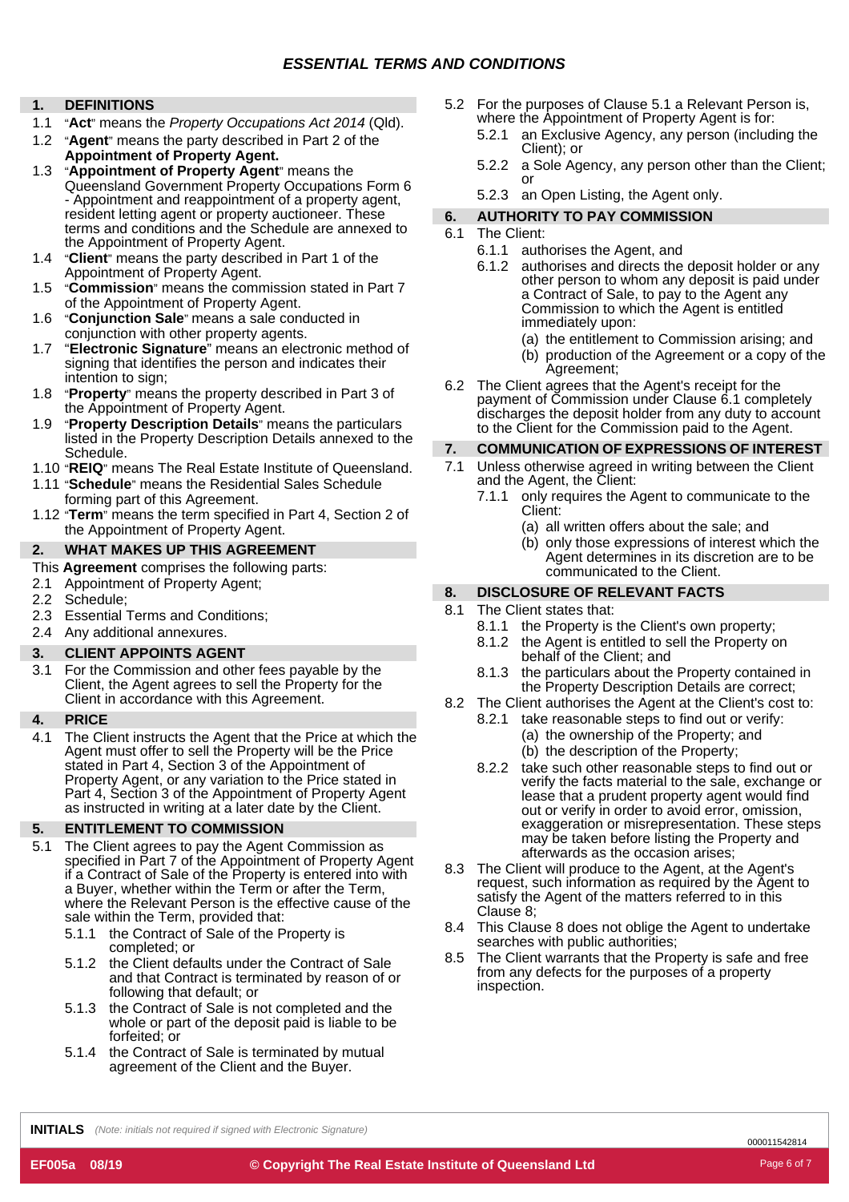# ESSENTIAL TERMS AND CONDITIONS

## 1. DEFINITIONS

1.1 "**Act**" means the *Property Occupations Act 2014* (Qld).

1.2 "**Agent**" means the party described in Part 2 of the **Appointment of Property Agent.**

1.3 "**Appointment of Property Agent**" means the Queensland Government Property Occupations Form 6 - Appointment and reappointment of a property agent, resident letting agent or property auctioneer. These terms and conditions and the Schedule are annexed to the Appointment of Property Agent.

1.4 "**Client**" means the party described in Part 1 of the Appointment of Property Agent.

1.5 "**Commission**" means the commission stated in Part 7 of the Appointment of Property Agent.

1.6 "**Conjunction Sale**" means a sale conducted in conjunction with other property agents.

1.7 "**Electronic Signature**" means an electronic method of signing that identifies the person and indicates their intention to sign;

1.8 "**Property**" means the property described in Part 3 of the Appointment of Property Agent.

1.9 "**Property Description Details**" means the particulars listed in the Property Description Details annexed to the Schedule.

1.10 "**REIQ**" means The Real Estate Institute of Queensland.

1.11 "**Schedule**" means the Residential Sales Schedule forming part of this Agreement.

1.12 "**Term**" means the term specified in Part 4, Section 2 of the Appointment of Property Agent.

## 2. WHAT MAKES UP THIS AGREEMENT

This **Agreement** comprises the following parts:

2.1 Appointment of Property Agent;

2.2 Schedule;

2.3 Essential Terms and Conditions;

2.4 Any additional annexures.

## 3. CLIENT APPOINTS AGENT

3.1 For the Commission and other fees payable by the Client, the Agent agrees to sell the Property for the Client in accordance with this Agreement.

## 4. PRICE

4.1 The Client instructs the Agent that the Price at which the Agent must offer to sell the Property will be the Price stated in Part 4, Section 3 of the Appointment of Property Agent, or any variation to the Price stated in Part 4, Section 3 of the Appointment of Property Agent as instructed in writing at a later date by the Client.

## 5. ENTITLEMENT TO COMMISSION

5.1 The Client agrees to pay the Agent Commission as specified in Part 7 of the Appointment of Property Agent if a Contract of Sale of the Property is entered into with a Buyer, whether within the Term or after the Term, where the Relevant Person is the effective cause of the sale within the Term, provided that:

- 5.1.1 the Contract of Sale of the Property is completed; or
- 5.1.2 the Client defaults under the Contract of Sale and that Contract is terminated by reason of or following that default; or
- 5.1.3 the Contract of Sale is not completed and the whole or part of the deposit paid is liable to be forfeited; or
- 5.1.4 the Contract of Sale is terminated by mutual agreement of the Client and the Buyer.

5.2 For the purposes of Clause 5.1 a Relevant Person is, where the Appointment of Property Agent is for:

- 5.2.1 an Exclusive Agency, any person (including the Client); or
- 5.2.2 a Sole Agency, any person other than the Client; or
- 5.2.3 an Open Listing, the Agent only.

## 6. AUTHORITY TO PAY COMMISSION

6.1 The Client:

- 6.1.1 authorises the Agent, and
- 6.1.2 authorises and directs the deposit holder or any other person to whom any deposit is paid under a Contract of Sale, to pay to the Agent any Commission to which the Agent is entitled immediately upon:
  - (a) the entitlement to Commission arising; and
  - (b) production of the Agreement or a copy of the Agreement;

6.2 The Client agrees that the Agent's receipt for the payment of Commission under Clause 6.1 completely discharges the deposit holder from any duty to account to the Client for the Commission paid to the Agent.

## 7. COMMUNICATION OF EXPRESSIONS OF INTEREST

7.1 Unless otherwise agreed in writing between the Client and the Agent, the Client:

- 7.1.1 only requires the Agent to communicate to the Client:
  - (a) all written offers about the sale; and
  - (b) only those expressions of interest which the Agent determines in its discretion are to be communicated to the Client.

## 8. DISCLOSURE OF RELEVANT FACTS

8.1 The Client states that:

- 8.1.1 the Property is the Client's own property;
- 8.1.2 the Agent is entitled to sell the Property on behalf of the Client; and
- 8.1.3 the particulars about the Property contained in the Property Description Details are correct;

8.2 The Client authorises the Agent at the Client's cost to:

- 8.2.1 take reasonable steps to find out or verify:
  - (a) the ownership of the Property; and
  - (b) the description of the Property;
- 8.2.2 take such other reasonable steps to find out or verify the facts material to the sale, exchange or lease that a prudent property agent would find out or verify in order to avoid error, omission, exaggeration or misrepresentation. These steps may be taken before listing the Property and afterwards as the occasion arises;

8.3 The Client will produce to the Agent, at the Agent's request, such information as required by the Agent to satisfy the Agent of the matters referred to in this Clause 8;

8.4 This Clause 8 does not oblige the Agent to undertake searches with public authorities;

8.5 The Client warrants that the Property is safe and free from any defects for the purposes of a property inspection.

**INITIALS** *(Note: initials not required if signed with Electronic Signature)*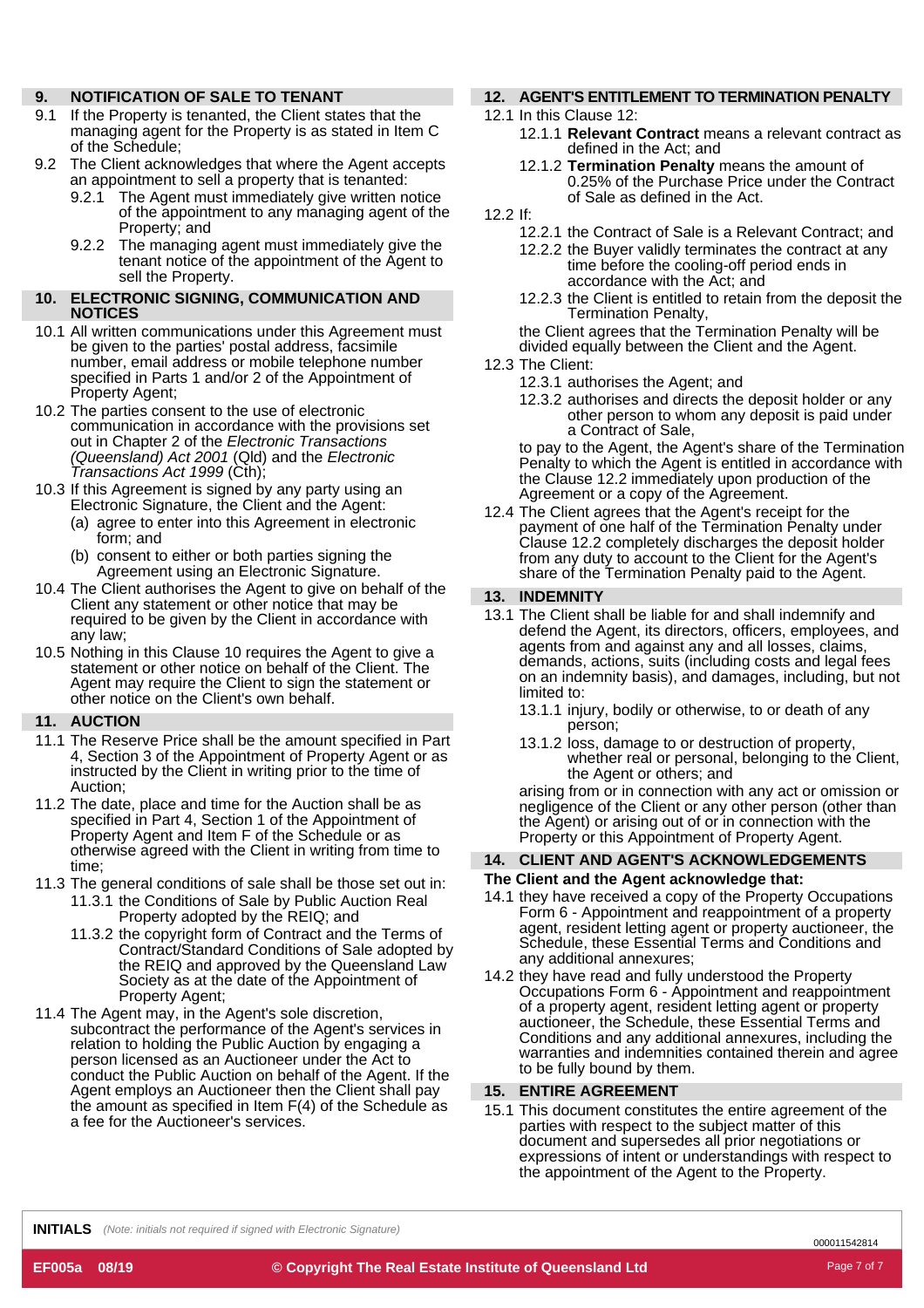## 9. NOTIFICATION OF SALE TO TENANT

9.1 If the Property is tenanted, the Client states that the managing agent for the Property is as stated in Item C of the Schedule;

9.2 The Client acknowledges that where the Agent accepts an appointment to sell a property that is tenanted:

9.2.1 The Agent must immediately give written notice of the appointment to any managing agent of the Property; and

9.2.2 The managing agent must immediately give the tenant notice of the appointment of the Agent to sell the Property.

## 10. ELECTRONIC SIGNING, COMMUNICATION AND NOTICES

10.1 All written communications under this Agreement must be given to the parties' postal address, facsimile number, email address or mobile telephone number specified in Parts 1 and/or 2 of the Appointment of Property Agent;

10.2 The parties consent to the use of electronic communication in accordance with the provisions set out in Chapter 2 of the *Electronic Transactions (Queensland) Act 2001* (Qld) and the *Electronic Transactions Act 1999* (Cth);

10.3 If this Agreement is signed by any party using an Electronic Signature, the Client and the Agent:

(a) agree to enter into this Agreement in electronic form; and

(b) consent to either or both parties signing the Agreement using an Electronic Signature.

10.4 The Client authorises the Agent to give on behalf of the Client any statement or other notice that may be required to be given by the Client in accordance with any law;

10.5 Nothing in this Clause 10 requires the Agent to give a statement or other notice on behalf of the Client. The Agent may require the Client to sign the statement or other notice on the Client's own behalf.

## 11. AUCTION

11.1 The Reserve Price shall be the amount specified in Part 4, Section 3 of the Appointment of Property Agent or as instructed by the Client in writing prior to the time of Auction;

11.2 The date, place and time for the Auction shall be as specified in Part 4, Section 1 of the Appointment of Property Agent and Item F of the Schedule or as otherwise agreed with the Client in writing from time to time;

11.3 The general conditions of sale shall be those set out in:

11.3.1 the Conditions of Sale by Public Auction Real Property adopted by the REIQ; and

11.3.2 the copyright form of Contract and the Terms of Contract/Standard Conditions of Sale adopted by the REIQ and approved by the Queensland Law Society as at the date of the Appointment of Property Agent;

11.4 The Agent may, in the Agent's sole discretion, subcontract the performance of the Agent's services in relation to holding the Public Auction by engaging a person licensed as an Auctioneer under the Act to conduct the Public Auction on behalf of the Agent. If the Agent employs an Auctioneer then the Client shall pay the amount as specified in Item F(4) of the Schedule as a fee for the Auctioneer's services.

## 12. AGENT'S ENTITLEMENT TO TERMINATION PENALTY

12.1 In this Clause 12:

12.1.1 **Relevant Contract** means a relevant contract as defined in the Act; and

12.1.2 **Termination Penalty** means the amount of 0.25% of the Purchase Price under the Contract of Sale as defined in the Act.

12.2 If:

12.2.1 the Contract of Sale is a Relevant Contract; and

12.2.2 the Buyer validly terminates the contract at any time before the cooling-off period ends in accordance with the Act; and

12.2.3 the Client is entitled to retain from the deposit the Termination Penalty,

the Client agrees that the Termination Penalty will be divided equally between the Client and the Agent.

12.3 The Client:

12.3.1 authorises the Agent; and

12.3.2 authorises and directs the deposit holder or any other person to whom any deposit is paid under a Contract of Sale,

to pay to the Agent, the Agent's share of the Termination Penalty to which the Agent is entitled in accordance with the Clause 12.2 immediately upon production of the Agreement or a copy of the Agreement.

12.4 The Client agrees that the Agent's receipt for the payment of one half of the Termination Penalty under Clause 12.2 completely discharges the deposit holder from any duty to account to the Client for the Agent's share of the Termination Penalty paid to the Agent.

## 13. INDEMNITY

13.1 The Client shall be liable for and shall indemnify and defend the Agent, its directors, officers, employees, and agents from and against any and all losses, claims, demands, actions, suits (including costs and legal fees on an indemnity basis), and damages, including, but not limited to:

13.1.1 injury, bodily or otherwise, to or death of any person;

13.1.2 loss, damage to or destruction of property, whether real or personal, belonging to the Client, the Agent or others; and

arising from or in connection with any act or omission or negligence of the Client or any other person (other than the Agent) or arising out of or in connection with the Property or this Appointment of Property Agent.

## 14. CLIENT AND AGENT'S ACKNOWLEDGEMENTS

**The Client and the Agent acknowledge that:**

14.1 they have received a copy of the Property Occupations Form 6 - Appointment and reappointment of a property agent, resident letting agent or property auctioneer, the Schedule, these Essential Terms and Conditions and any additional annexures;

14.2 they have read and fully understood the Property Occupations Form 6 - Appointment and reappointment of a property agent, resident letting agent or property auctioneer, the Schedule, these Essential Terms and Conditions and any additional annexures, including the warranties and indemnities contained therein and agree to be fully bound by them.

## 15. ENTIRE AGREEMENT

15.1 This document constitutes the entire agreement of the parties with respect to the subject matter of this document and supersedes all prior negotiations or expressions of intent or understandings with respect to the appointment of the Agent to the Property.

**INITIALS** *(Note: initials not required if signed with Electronic Signature)*